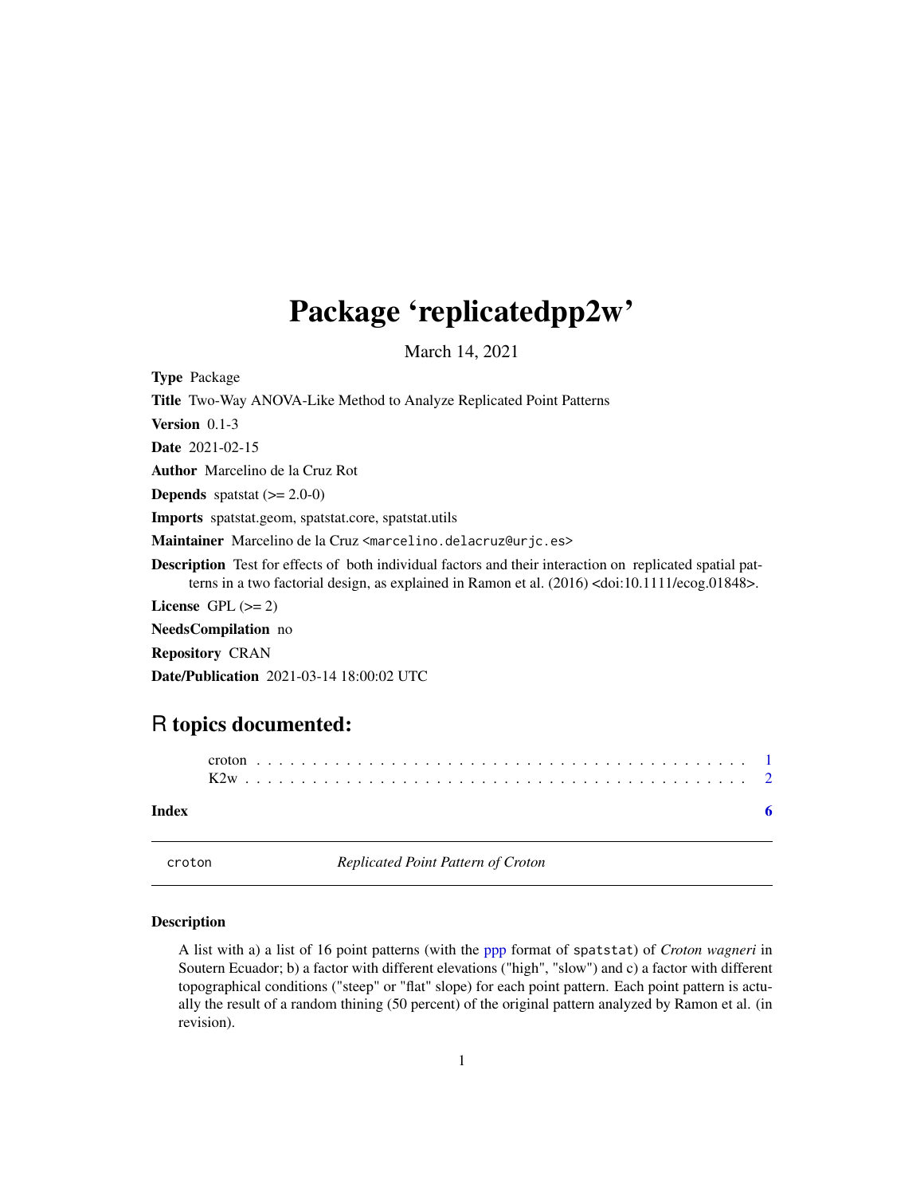# Package 'replicatedpp2w'

March 14, 2021

**Type** Package

**Title** Two-Way ANOVA-Like Method to Analyze Replicated Point Patterns

**Version** 0.1-3

**Date** 2021-02-15

**Author** Marcelino de la Cruz Rot

**Depends** spatstat (>= 2.0-0)

**Imports** spatstat.geom, spatstat.core, spatstat.utils

**Maintainer** Marcelino de la Cruz <marcelino.delacruz@urjc.es>

**Description** Test for effects of both individual factors and their interaction on replicated spatial patterns in a two factorial design, as explained in Ramon et al. (2016) <doi:10.1111/ecog.01848>.

**License** GPL (>= 2)

**NeedsCompilation** no

**Repository** CRAN

**Date/Publication** 2021-03-14 18:00:02 UTC

## R topics documented:

croton . . . . . . . . . . . . . . . . . . . . . . . . . . . . . . . . . . . . . . . . . . 1
K2w . . . . . . . . . . . . . . . . . . . . . . . . . . . . . . . . . . . . . . . . . . . 2

**Index** **6**

---

croton *Replicated Point Pattern of Croton*

---

### Description

A list with a) a list of 16 point patterns (with the ppp format of spatstat) of *Croton wagneri* in Soutern Ecuador; b) a factor with different elevations ("high", "slow") and c) a factor with different topographical conditions ("steep" or "flat" slope) for each point pattern. Each point pattern is actually the result of a random thining (50 percent) of the original pattern analyzed by Ramon et al. (in revision).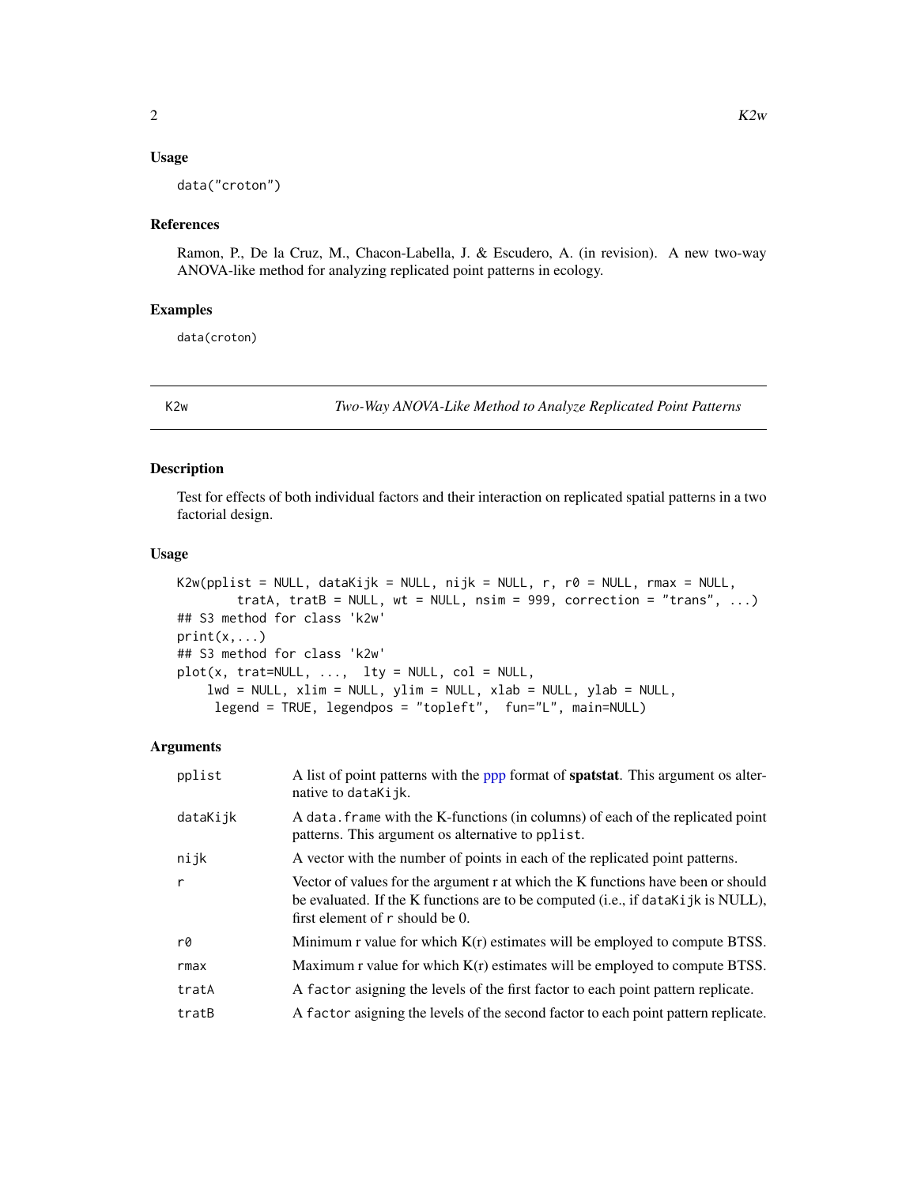## Usage

```
data("croton")
```

## References

Ramon, P., De la Cruz, M., Chacon-Labella, J. & Escudero, A. (in revision). A new two-way ANOVA-like method for analyzing replicated point patterns in ecology.

## Examples

```
data(croton)
```

---

# K2w — *Two-Way ANOVA-Like Method to Analyze Replicated Point Patterns*

## Description

Test for effects of both individual factors and their interaction on replicated spatial patterns in a two factorial design.

## Usage

```
K2w(pplist = NULL, dataKijk = NULL, nijk = NULL, r, r0 = NULL, rmax = NULL,
        tratA, tratB = NULL, wt = NULL, nsim = 999, correction = "trans", ...)
## S3 method for class 'k2w'
print(x,...)
## S3 method for class 'k2w'
plot(x, trat=NULL, ..., lty = NULL, col = NULL,
    lwd = NULL, xlim = NULL, ylim = NULL, xlab = NULL, ylab = NULL,
     legend = TRUE, legendpos = "topleft",  fun="L", main=NULL)
```

## Arguments

| | |
|---|---|
| `pplist` | A list of point patterns with the ppp format of **spatstat**. This argument os alternative to `dataKijk`. |
| `dataKijk` | A `data.frame` with the K-functions (in columns) of each of the replicated point patterns. This argument os alternative to `pplist`. |
| `nijk` | A vector with the number of points in each of the replicated point patterns. |
| `r` | Vector of values for the argument r at which the K functions have been or should be evaluated. If the K functions are to be computed (i.e., if `dataKijk` is NULL), first element of `r` should be 0. |
| `r0` | Minimum r value for which K(r) estimates will be employed to compute BTSS. |
| `rmax` | Maximum r value for which K(r) estimates will be employed to compute BTSS. |
| `tratA` | A `factor` asigning the levels of the first factor to each point pattern replicate. |
| `tratB` | A `factor` asigning the levels of the second factor to each point pattern replicate. |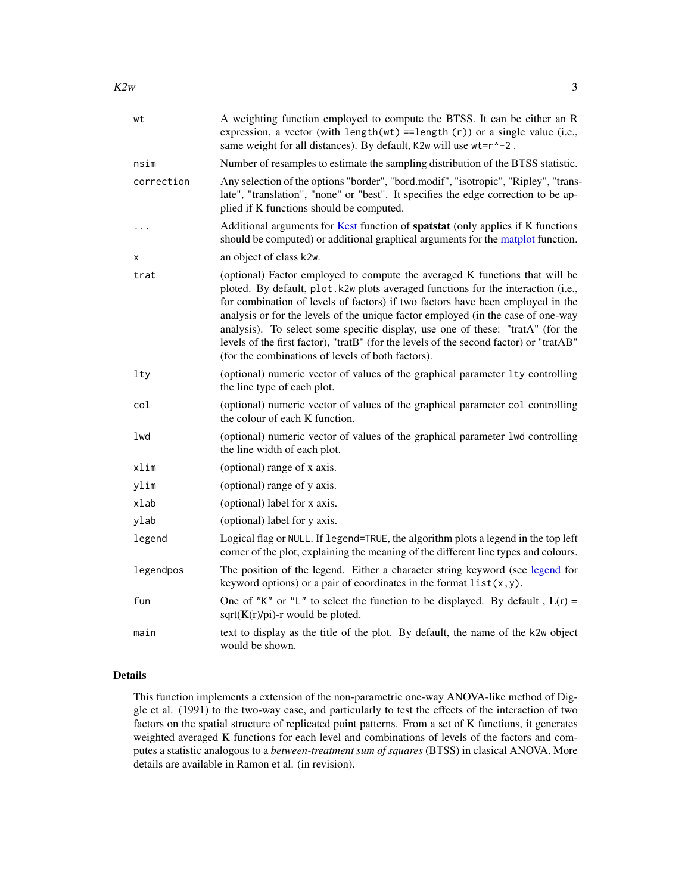| | |
|---|---|
| `wt` | A weighting function employed to compute the BTSS. It can be either an R expression, a vector (with `length(wt) ==length (r)`) or a single value (i.e., same weight for all distances). By default, K2w will use `wt=r^-2` . |
| `nsim` | Number of resamples to estimate the sampling distribution of the BTSS statistic. |
| `correction` | Any selection of the options "border", "bord.modif", "isotropic", "Ripley", "translate", "translation", "none" or "best". It specifies the edge correction to be applied if K functions should be computed. |
| `...` | Additional arguments for Kest function of **spatstat** (only applies if K functions should be computed) or additional graphical arguments for the matplot function. |
| `x` | an object of class `k2w`. |
| `trat` | (optional) Factor employed to compute the averaged K functions that will be ploted. By default, `plot.k2w` plots averaged functions for the interaction (i.e., for combination of levels of factors) if two factors have been employed in the analysis or for the levels of the unique factor employed (in the case of one-way analysis). To select some specific display, use one of these: "tratA" (for the levels of the first factor), "tratB" (for the levels of the second factor) or "tratAB" (for the combinations of levels of both factors). |
| `lty` | (optional) numeric vector of values of the graphical parameter `lty` controlling the line type of each plot. |
| `col` | (optional) numeric vector of values of the graphical parameter `col` controlling the colour of each K function. |
| `lwd` | (optional) numeric vector of values of the graphical parameter `lwd` controlling the line width of each plot. |
| `xlim` | (optional) range of x axis. |
| `ylim` | (optional) range of y axis. |
| `xlab` | (optional) label for x axis. |
| `ylab` | (optional) label for y axis. |
| `legend` | Logical flag or `NULL`. If `legend=TRUE`, the algorithm plots a legend in the top left corner of the plot, explaining the meaning of the different line types and colours. |
| `legendpos` | The position of the legend. Either a character string keyword (see legend for keyword options) or a pair of coordinates in the format `list(x,y)`. |
| `fun` | One of `"K"` or `"L"` to select the function to be displayed. By default , L(r) = sqrt(K(r)/pi)-r would be ploted. |
| `main` | text to display as the title of the plot. By default, the name of the `k2w` object would be shown. |

## Details

This function implements a extension of the non-parametric one-way ANOVA-like method of Diggle et al. (1991) to the two-way case, and particularly to test the effects of the interaction of two factors on the spatial structure of replicated point patterns. From a set of K functions, it generates weighted averaged K functions for each level and combinations of levels of the factors and computes a statistic analogous to a *between-treatment sum of squares* (BTSS) in clasical ANOVA. More details are available in Ramon et al. (in revision).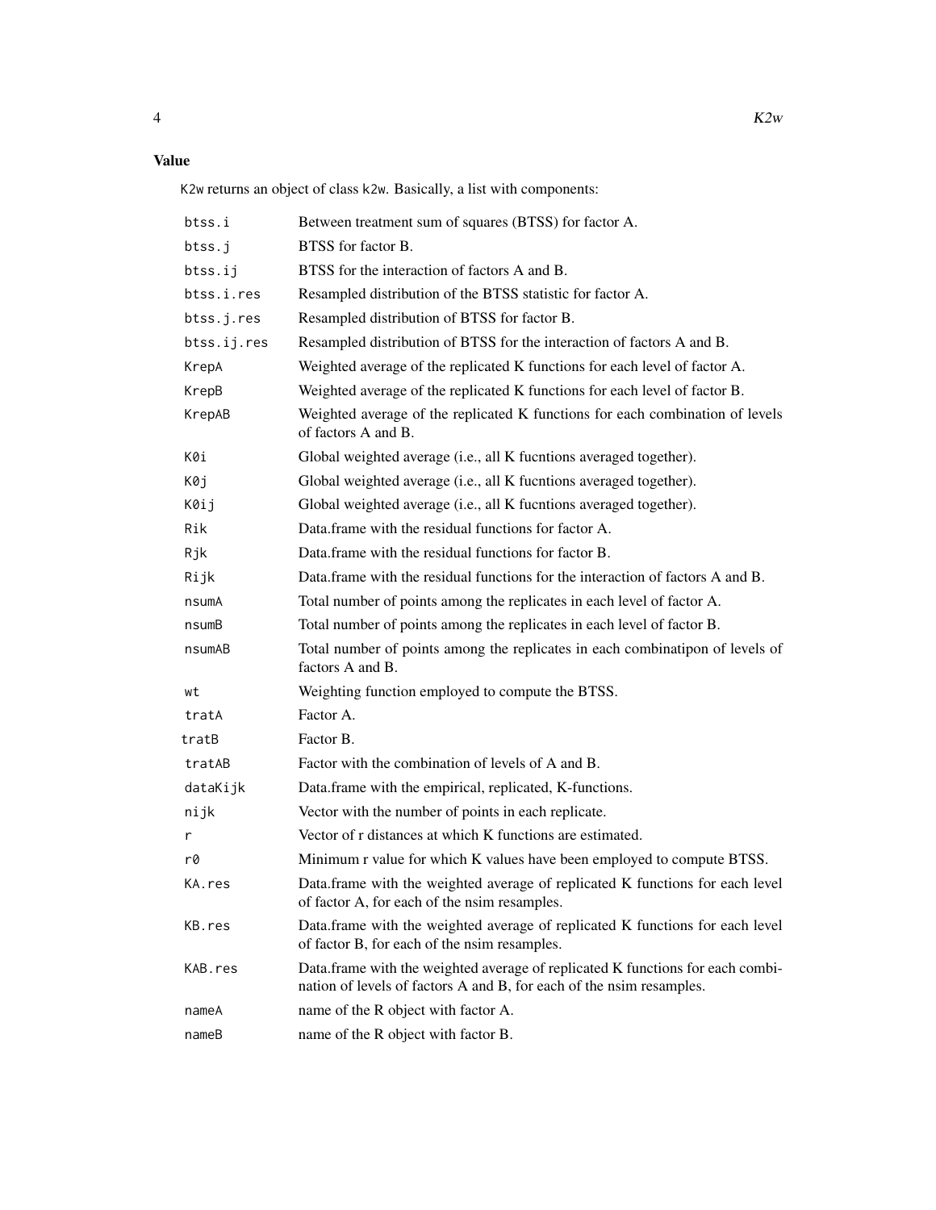## Value

K2w returns an object of class k2w. Basically, a list with components:

| | |
|---|---|
| btss.i | Between treatment sum of squares (BTSS) for factor A. |
| btss.j | BTSS for factor B. |
| btss.ij | BTSS for the interaction of factors A and B. |
| btss.i.res | Resampled distribution of the BTSS statistic for factor A. |
| btss.j.res | Resampled distribution of BTSS for factor B. |
| btss.ij.res | Resampled distribution of BTSS for the interaction of factors A and B. |
| KrepA | Weighted average of the replicated K functions for each level of factor A. |
| KrepB | Weighted average of the replicated K functions for each level of factor B. |
| KrepAB | Weighted average of the replicated K functions for each combination of levels of factors A and B. |
| K0i | Global weighted average (i.e., all K fucntions averaged together). |
| K0j | Global weighted average (i.e., all K fucntions averaged together). |
| K0ij | Global weighted average (i.e., all K fucntions averaged together). |
| Rik | Data.frame with the residual functions for factor A. |
| Rjk | Data.frame with the residual functions for factor B. |
| Rijk | Data.frame with the residual functions for the interaction of factors A and B. |
| nsumA | Total number of points among the replicates in each level of factor A. |
| nsumB | Total number of points among the replicates in each level of factor B. |
| nsumAB | Total number of points among the replicates in each combinatipon of levels of factors A and B. |
| wt | Weighting function employed to compute the BTSS. |
| tratA | Factor A. |
| tratB | Factor B. |
| tratAB | Factor with the combination of levels of A and B. |
| dataKijk | Data.frame with the empirical, replicated, K-functions. |
| nijk | Vector with the number of points in each replicate. |
| r | Vector of r distances at which K functions are estimated. |
| r0 | Minimum r value for which K values have been employed to compute BTSS. |
| KA.res | Data.frame with the weighted average of replicated K functions for each level of factor A, for each of the nsim resamples. |
| KB.res | Data.frame with the weighted average of replicated K functions for each level of factor B, for each of the nsim resamples. |
| KAB.res | Data.frame with the weighted average of replicated K functions for each combination of levels of factors A and B, for each of the nsim resamples. |
| nameA | name of the R object with factor A. |
| nameB | name of the R object with factor B. |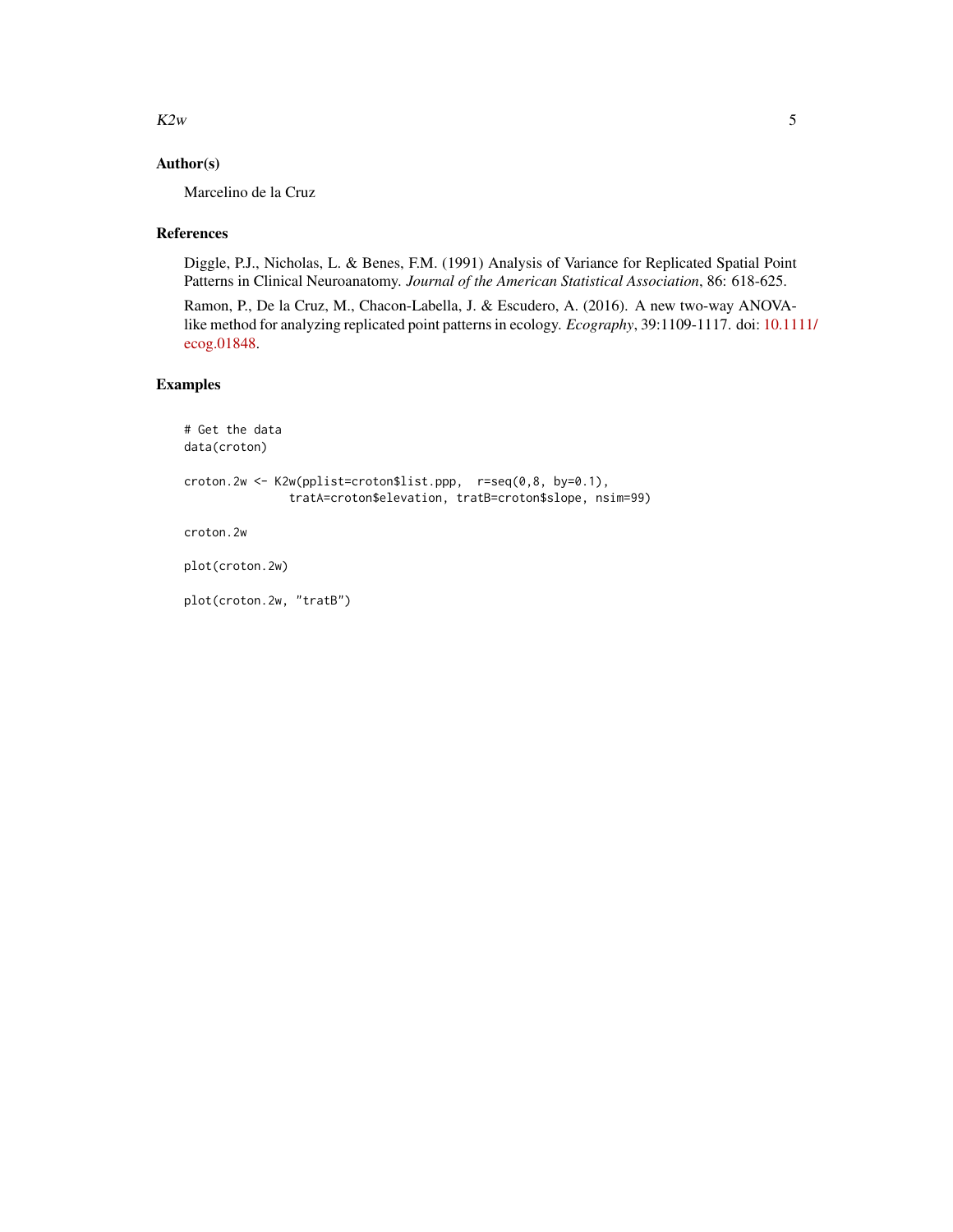## Author(s)

Marcelino de la Cruz

## References

Diggle, P.J., Nicholas, L. & Benes, F.M. (1991) Analysis of Variance for Replicated Spatial Point Patterns in Clinical Neuroanatomy. *Journal of the American Statistical Association*, 86: 618-625.

Ramon, P., De la Cruz, M., Chacon-Labella, J. & Escudero, A. (2016). A new two-way ANOVA-like method for analyzing replicated point patterns in ecology. *Ecography*, 39:1109-1117. doi: 10.1111/ecog.01848.

## Examples

```
# Get the data
data(croton)

croton.2w <- K2w(pplist=croton$list.ppp,  r=seq(0,8, by=0.1),
               tratA=croton$elevation, tratB=croton$slope, nsim=99)

croton.2w

plot(croton.2w)

plot(croton.2w, "tratB")
```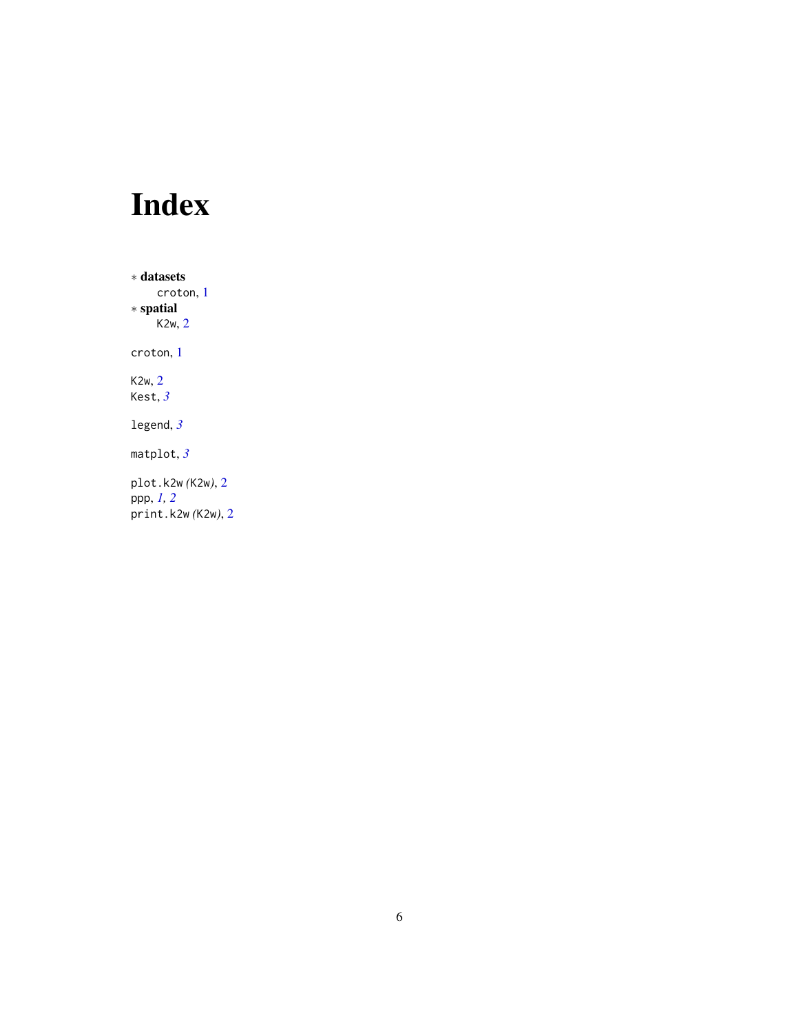# Index

∗ **datasets**
  croton, 1

∗ **spatial**
  K2w, 2

croton, 1

K2w, 2
Kest, *3*

legend, *3*

matplot, *3*

plot.k2w *(*K2w*)*, 2
ppp, *1, 2*
print.k2w *(*K2w*)*, 2